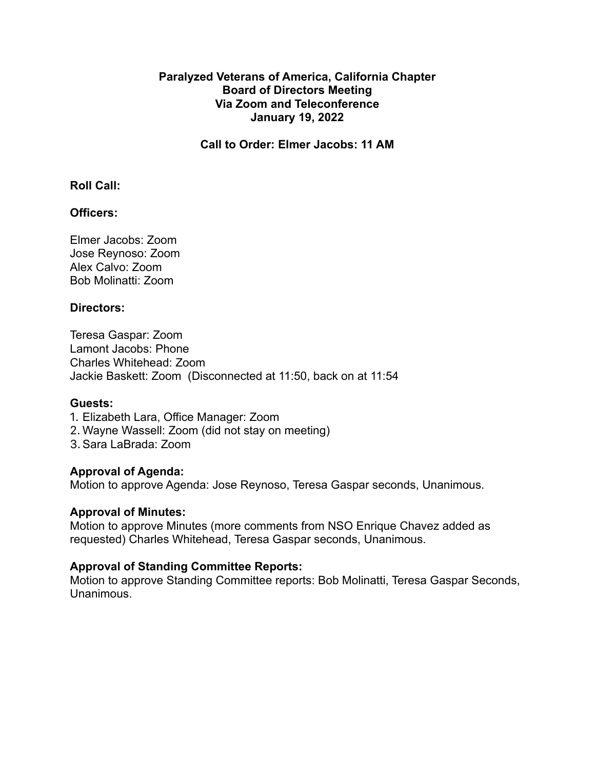**Paralyzed Veterans of America, California Chapter**
**Board of Directors Meeting**
**Via Zoom and Teleconference**
**January 19, 2022**

**Call to Order: Elmer Jacobs: 11 AM**

**Roll Call:**

**Officers:**

Elmer Jacobs: Zoom
Jose Reynoso: Zoom
Alex Calvo: Zoom
Bob Molinatti: Zoom

**Directors:**

Teresa Gaspar: Zoom
Lamont Jacobs: Phone
Charles Whitehead: Zoom
Jackie Baskett: Zoom (Disconnected at 11:50, back on at 11:54

**Guests:**

1. Elizabeth Lara, Office Manager: Zoom
2. Wayne Wassell: Zoom (did not stay on meeting)
3. Sara LaBrada: Zoom

**Approval of Agenda:**
Motion to approve Agenda: Jose Reynoso, Teresa Gaspar seconds, Unanimous.

**Approval of Minutes:**
Motion to approve Minutes (more comments from NSO Enrique Chavez added as requested) Charles Whitehead, Teresa Gaspar seconds, Unanimous.

**Approval of Standing Committee Reports:**
Motion to approve Standing Committee reports: Bob Molinatti, Teresa Gaspar Seconds, Unanimous.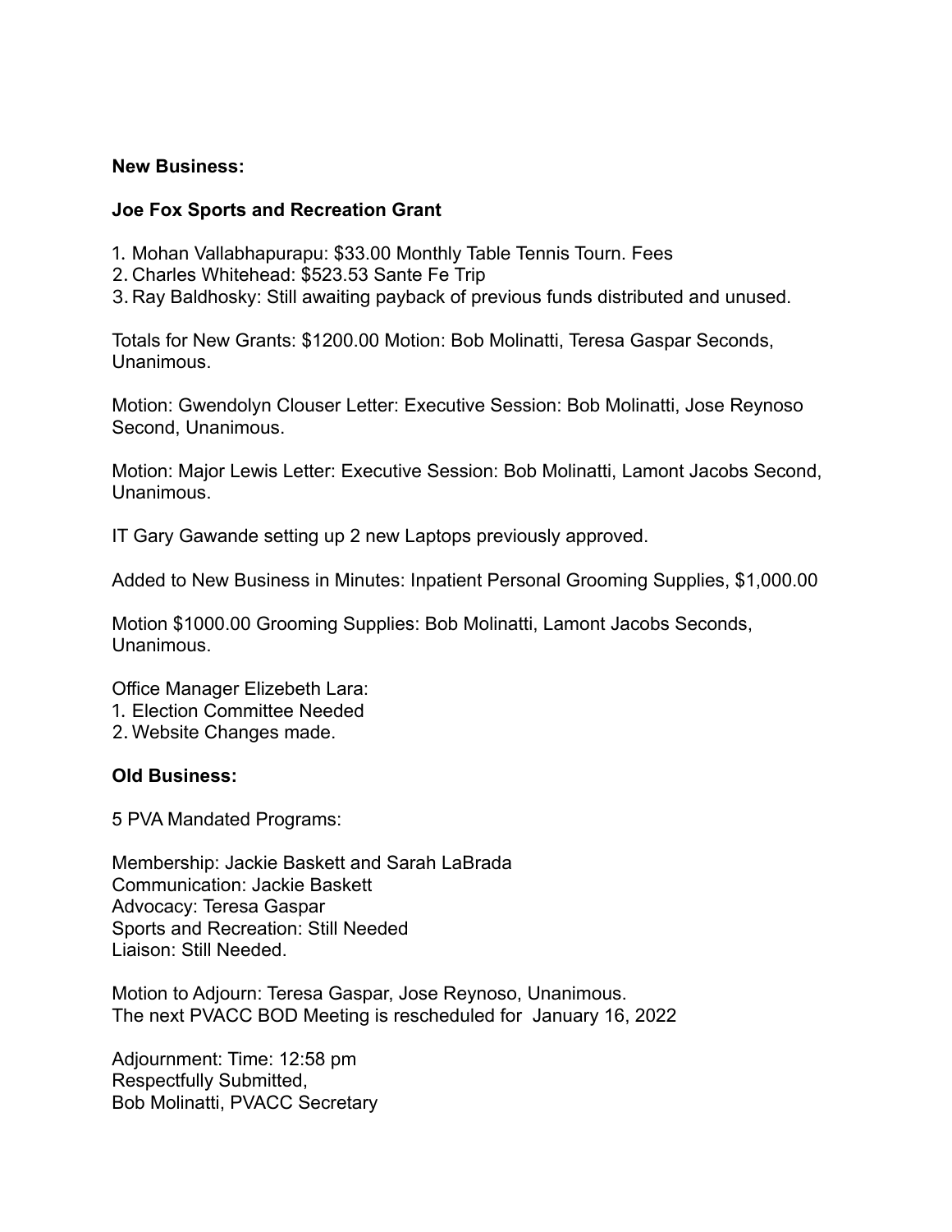**New Business:**

**Joe Fox Sports and Recreation Grant**

1. Mohan Vallabhapurapu: $33.00 Monthly Table Tennis Tourn. Fees
2. Charles Whitehead: $523.53 Sante Fe Trip
3. Ray Baldhosky: Still awaiting payback of previous funds distributed and unused.

Totals for New Grants: $1200.00 Motion: Bob Molinatti, Teresa Gaspar Seconds, Unanimous.

Motion: Gwendolyn Clouser Letter: Executive Session: Bob Molinatti, Jose Reynoso Second, Unanimous.

Motion: Major Lewis Letter: Executive Session: Bob Molinatti, Lamont Jacobs Second, Unanimous.

IT Gary Gawande setting up 2 new Laptops previously approved.

Added to New Business in Minutes: Inpatient Personal Grooming Supplies, $1,000.00

Motion $1000.00 Grooming Supplies: Bob Molinatti, Lamont Jacobs Seconds, Unanimous.

Office Manager Elizebeth Lara:
1. Election Committee Needed
2. Website Changes made.

**Old Business:**

5 PVA Mandated Programs:

Membership: Jackie Baskett and Sarah LaBrada
Communication: Jackie Baskett
Advocacy: Teresa Gaspar
Sports and Recreation: Still Needed
Liaison: Still Needed.

Motion to Adjourn: Teresa Gaspar, Jose Reynoso, Unanimous.
The next PVACC BOD Meeting is rescheduled for January 16, 2022

Adjournment: Time: 12:58 pm
Respectfully Submitted,
Bob Molinatti, PVACC Secretary